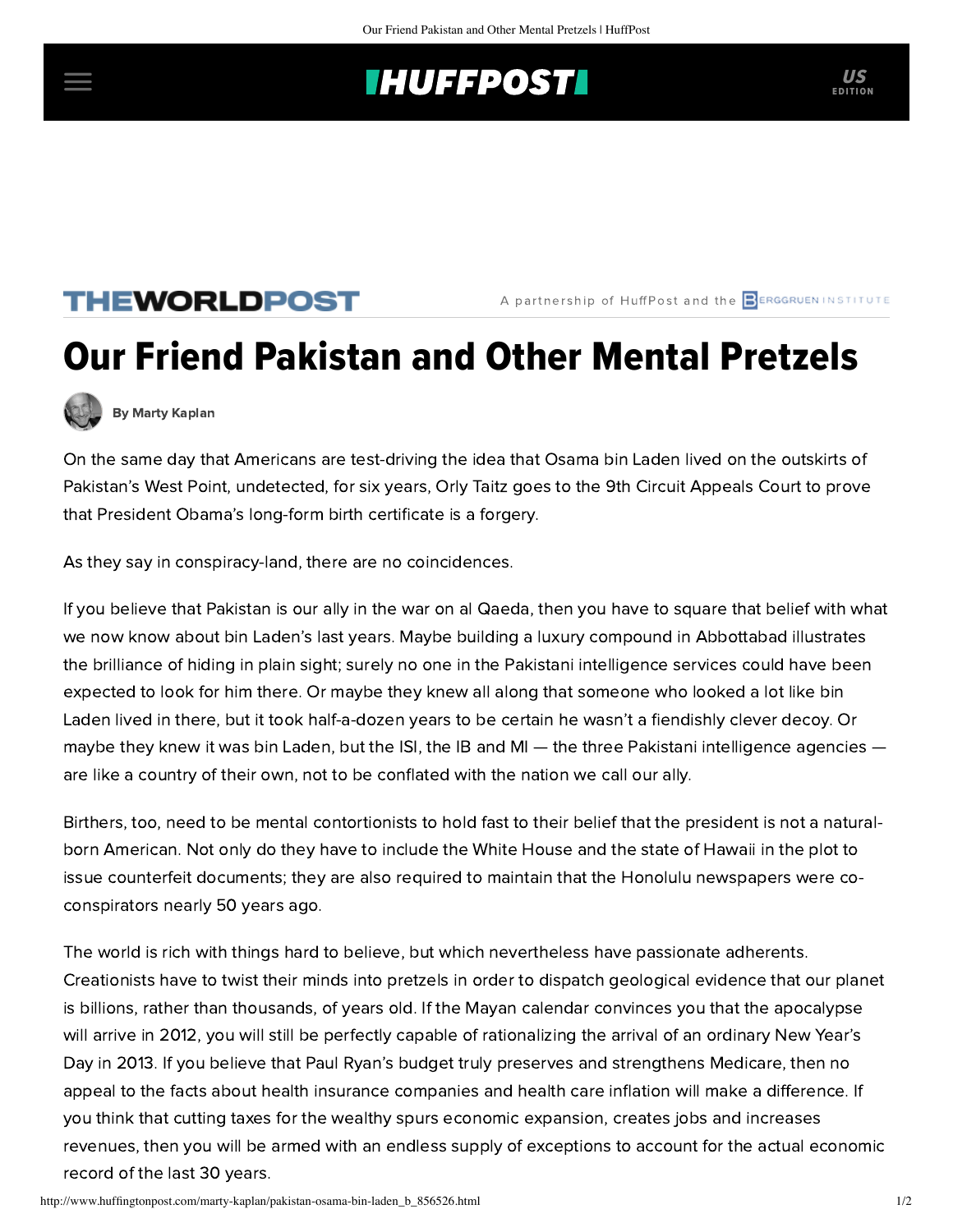THEWORLDPOST

A partnership of HuffPost and the BERGGRUEN INSTITUTE

# Our Friend Pakistan and Other Mental Pretzels

By Marty Kaplan

On the same day that Americans are test-driving the idea that Osama bin Laden lived on the outskirts of Pakistan's West Point, undetected, for six years, Orly Taitz goes to the 9th Circuit Appeals Court to prove that President Obama's long-form birth certificate is a forgery.

As they say in conspiracy-land, there are no coincidences.

If you believe that Pakistan is our ally in the war on al Qaeda, then you have to square that belief with what we now know about bin Laden's last years. Maybe building a luxury compound in Abbottabad illustrates the brilliance of hiding in plain sight; surely no one in the Pakistani intelligence services could have been expected to look for him there. Or maybe they knew all along that someone who looked a lot like bin Laden lived in there, but it took half-a-dozen years to be certain he wasn't a fiendishly clever decoy. Or maybe they knew it was bin Laden, but the ISI, the IB and MI — the three Pakistani intelligence agencies — are like a country of their own, not to be conflated with the nation we call our ally.

Birthers, too, need to be mental contortionists to hold fast to their belief that the president is not a natural-born American. Not only do they have to include the White House and the state of Hawaii in the plot to issue counterfeit documents; they are also required to maintain that the Honolulu newspapers were co-conspirators nearly 50 years ago.

The world is rich with things hard to believe, but which nevertheless have passionate adherents. Creationists have to twist their minds into pretzels in order to dispatch geological evidence that our planet is billions, rather than thousands, of years old. If the Mayan calendar convinces you that the apocalypse will arrive in 2012, you will still be perfectly capable of rationalizing the arrival of an ordinary New Year's Day in 2013. If you believe that Paul Ryan's budget truly preserves and strengthens Medicare, then no appeal to the facts about health insurance companies and health care inflation will make a difference. If you think that cutting taxes for the wealthy spurs economic expansion, creates jobs and increases revenues, then you will be armed with an endless supply of exceptions to account for the actual economic record of the last 30 years.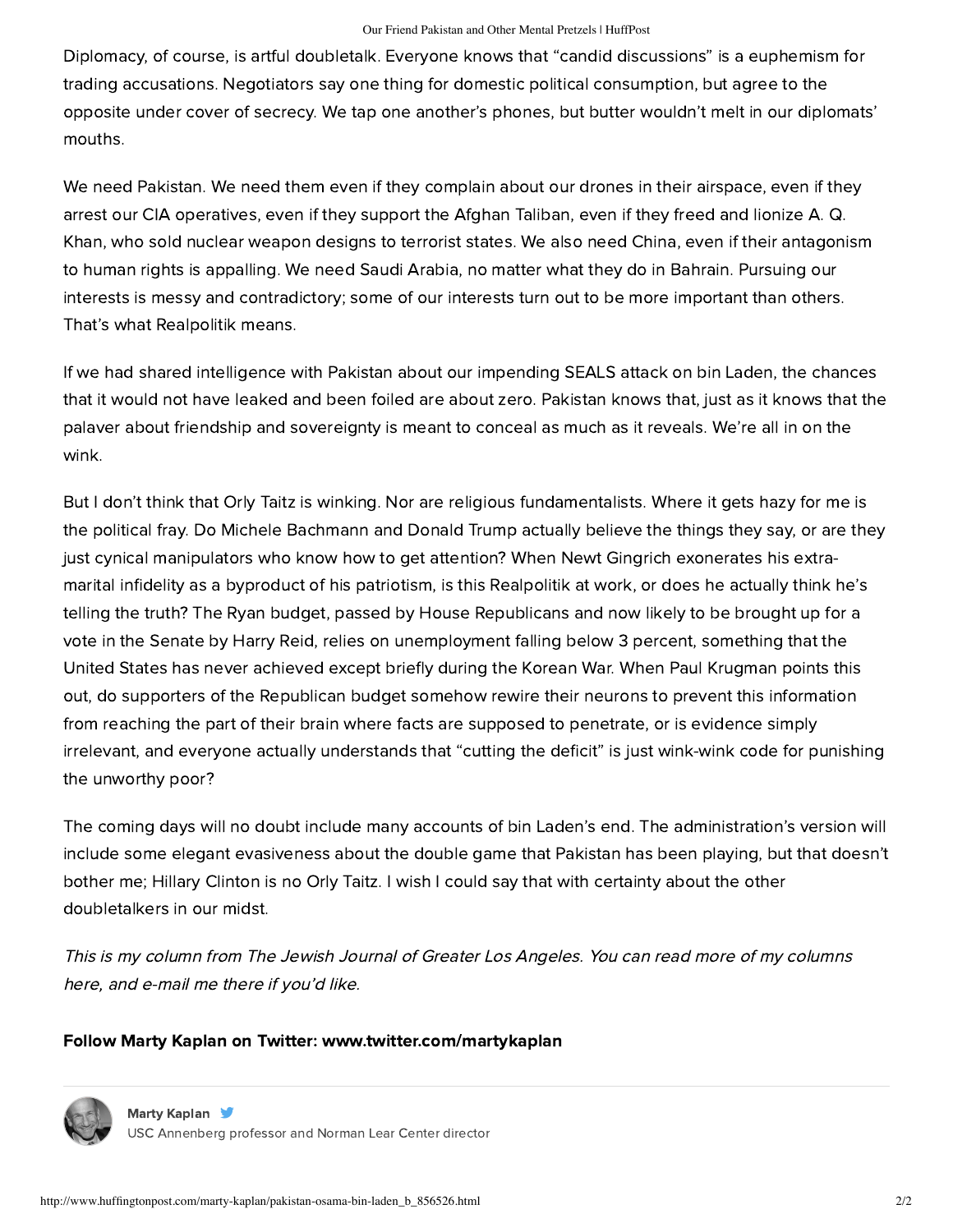Diplomacy, of course, is artful doubletalk. Everyone knows that "candid discussions" is a euphemism for trading accusations. Negotiators say one thing for domestic political consumption, but agree to the opposite under cover of secrecy. We tap one another's phones, but butter wouldn't melt in our diplomats' mouths.

We need Pakistan. We need them even if they complain about our drones in their airspace, even if they arrest our CIA operatives, even if they support the Afghan Taliban, even if they freed and lionize A. Q. Khan, who sold nuclear weapon designs to terrorist states. We also need China, even if their antagonism to human rights is appalling. We need Saudi Arabia, no matter what they do in Bahrain. Pursuing our interests is messy and contradictory; some of our interests turn out to be more important than others. That's what Realpolitik means.

If we had shared intelligence with Pakistan about our impending SEALS attack on bin Laden, the chances that it would not have leaked and been foiled are about zero. Pakistan knows that, just as it knows that the palaver about friendship and sovereignty is meant to conceal as much as it reveals. We're all in on the wink.

But I don't think that Orly Taitz is winking. Nor are religious fundamentalists. Where it gets hazy for me is the political fray. Do Michele Bachmann and Donald Trump actually believe the things they say, or are they just cynical manipulators who know how to get attention? When Newt Gingrich exonerates his extra-marital infidelity as a byproduct of his patriotism, is this Realpolitik at work, or does he actually think he's telling the truth? The Ryan budget, passed by House Republicans and now likely to be brought up for a vote in the Senate by Harry Reid, relies on unemployment falling below 3 percent, something that the United States has never achieved except briefly during the Korean War. When Paul Krugman points this out, do supporters of the Republican budget somehow rewire their neurons to prevent this information from reaching the part of their brain where facts are supposed to penetrate, or is evidence simply irrelevant, and everyone actually understands that "cutting the deficit" is just wink-wink code for punishing the unworthy poor?

The coming days will no doubt include many accounts of bin Laden's end. The administration's version will include some elegant evasiveness about the double game that Pakistan has been playing, but that doesn't bother me; Hillary Clinton is no Orly Taitz. I wish I could say that with certainty about the other doubletalkers in our midst.

*This is my column from The Jewish Journal of Greater Los Angeles. You can read more of my columns here, and e-mail me there if you'd like.*

**Follow Marty Kaplan on Twitter: www.twitter.com/martykaplan**

Marty Kaplan

USC Annenberg professor and Norman Lear Center director